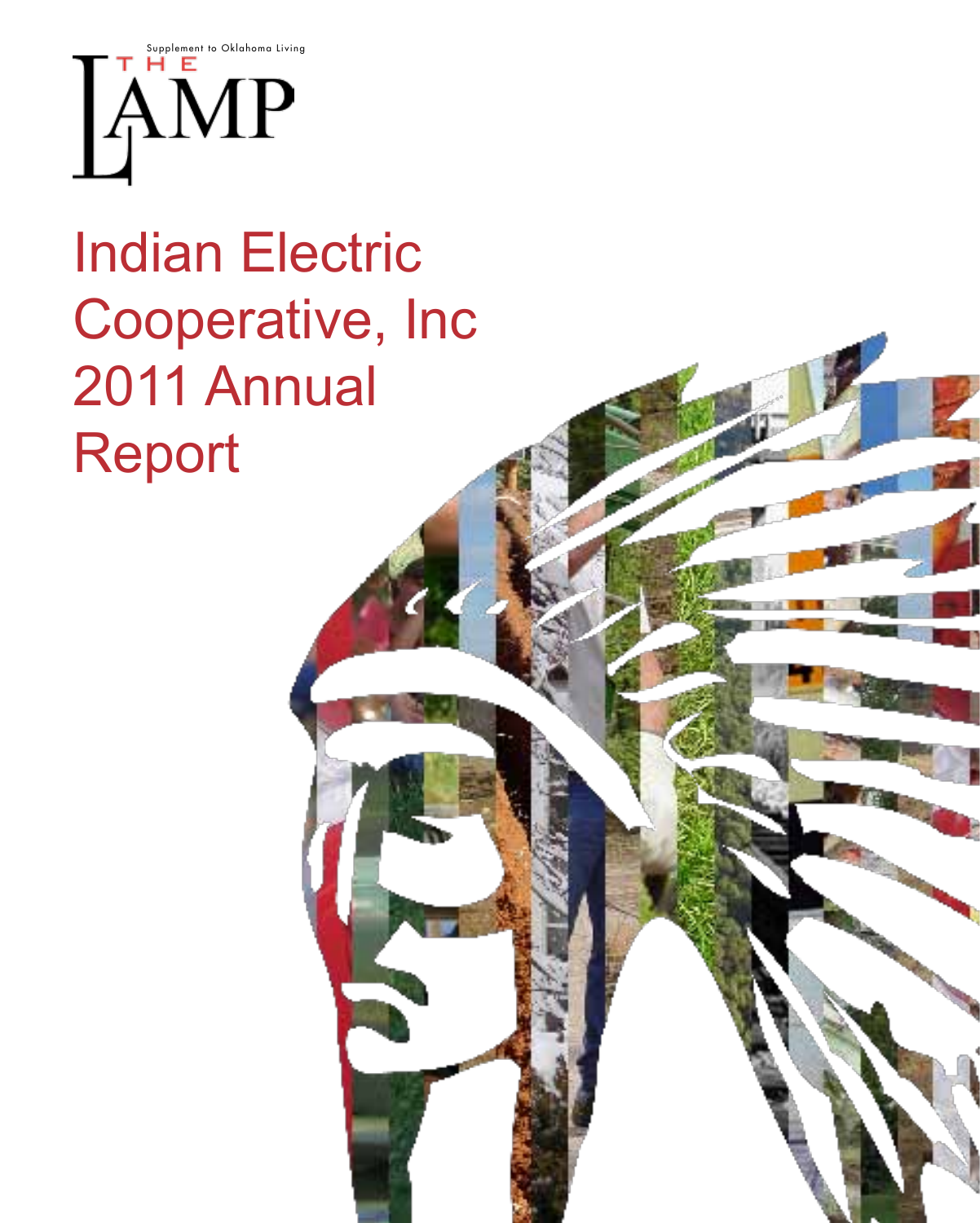Supplement to Oklahoma Living

THE LAMP

# Indian Electric Cooperative, Inc 2011 Annual Report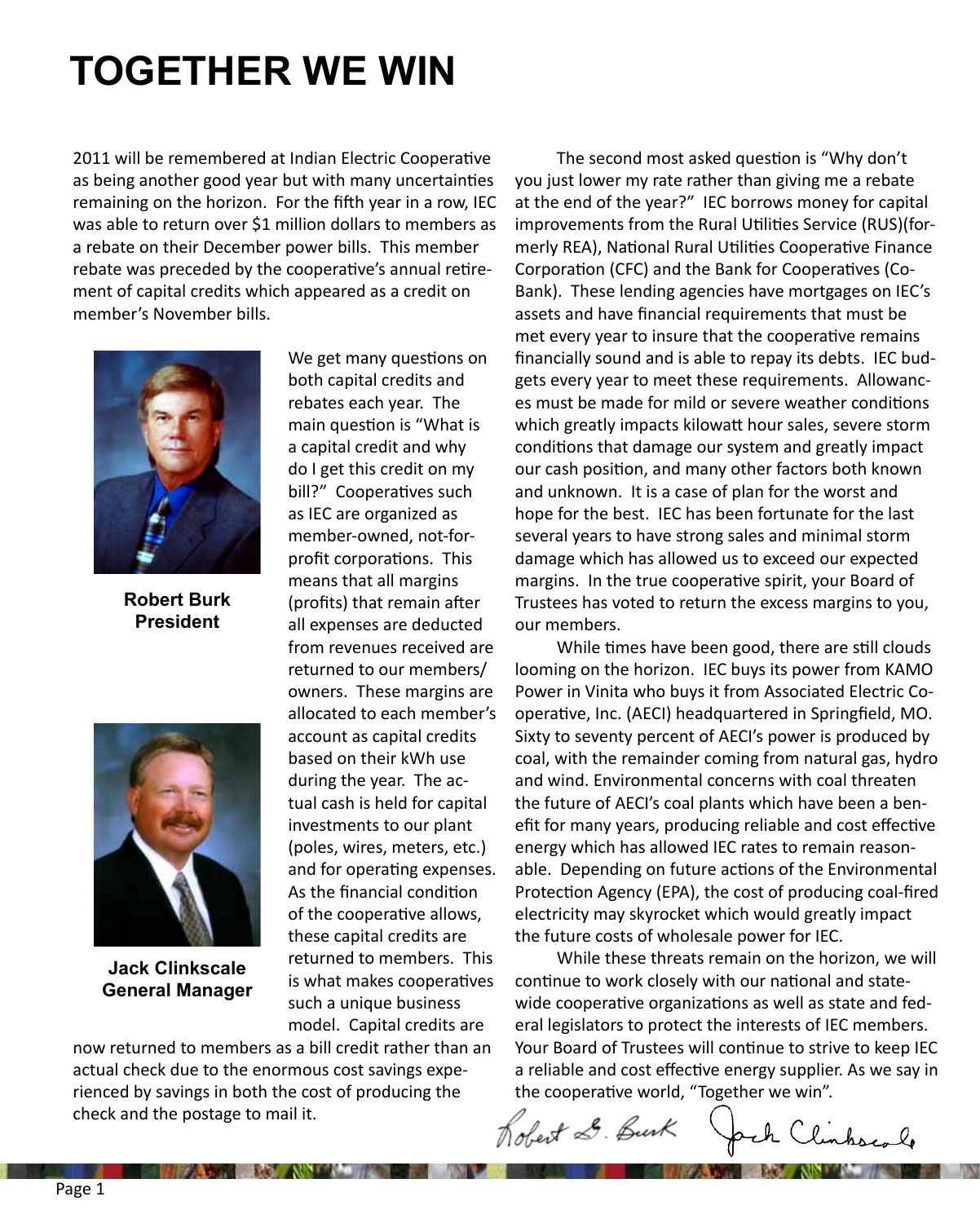# TOGETHER WE WIN

2011 will be remembered at Indian Electric Cooperative as being another good year but with many uncertainties remaining on the horizon. For the fifth year in a row, IEC was able to return over $1 million dollars to members as a rebate on their December power bills. This member rebate was preceded by the cooperative's annual retirement of capital credits which appeared as a credit on member's November bills.

**Robert Burk**
**President**

**Jack Clinkscale**
**General Manager**

We get many questions on both capital credits and rebates each year. The main question is "What is a capital credit and why do I get this credit on my bill?" Cooperatives such as IEC are organized as member-owned, not-for-profit corporations. This means that all margins (profits) that remain after all expenses are deducted from revenues received are returned to our members/owners. These margins are allocated to each member's account as capital credits based on their kWh use during the year. The actual cash is held for capital investments to our plant (poles, wires, meters, etc.) and for operating expenses. As the financial condition of the cooperative allows, these capital credits are returned to members. This is what makes cooperatives such a unique business model. Capital credits are now returned to members as a bill credit rather than an actual check due to the enormous cost savings experienced by savings in both the cost of producing the check and the postage to mail it.

The second most asked question is "Why don't you just lower my rate rather than giving me a rebate at the end of the year?" IEC borrows money for capital improvements from the Rural Utilities Service (RUS)(formerly REA), National Rural Utilities Cooperative Finance Corporation (CFC) and the Bank for Cooperatives (CoBank). These lending agencies have mortgages on IEC's assets and have financial requirements that must be met every year to insure that the cooperative remains financially sound and is able to repay its debts. IEC budgets every year to meet these requirements. Allowances must be made for mild or severe weather conditions which greatly impacts kilowatt hour sales, severe storm conditions that damage our system and greatly impact our cash position, and many other factors both known and unknown. It is a case of plan for the worst and hope for the best. IEC has been fortunate for the last several years to have strong sales and minimal storm damage which has allowed us to exceed our expected margins. In the true cooperative spirit, your Board of Trustees has voted to return the excess margins to you, our members.

While times have been good, there are still clouds looming on the horizon. IEC buys its power from KAMO Power in Vinita who buys it from Associated Electric Cooperative, Inc. (AECI) headquartered in Springfield, MO. Sixty to seventy percent of AECI's power is produced by coal, with the remainder coming from natural gas, hydro and wind. Environmental concerns with coal threaten the future of AECI's coal plants which have been a benefit for many years, producing reliable and cost effective energy which has allowed IEC rates to remain reasonable. Depending on future actions of the Environmental Protection Agency (EPA), the cost of producing coal-fired electricity may skyrocket which would greatly impact the future costs of wholesale power for IEC.

While these threats remain on the horizon, we will continue to work closely with our national and statewide cooperative organizations as well as state and federal legislators to protect the interests of IEC members. Your Board of Trustees will continue to strive to keep IEC a reliable and cost effective energy supplier. As we say in the cooperative world, "Together we win".

Robert G. Burk   Jack Clinkscale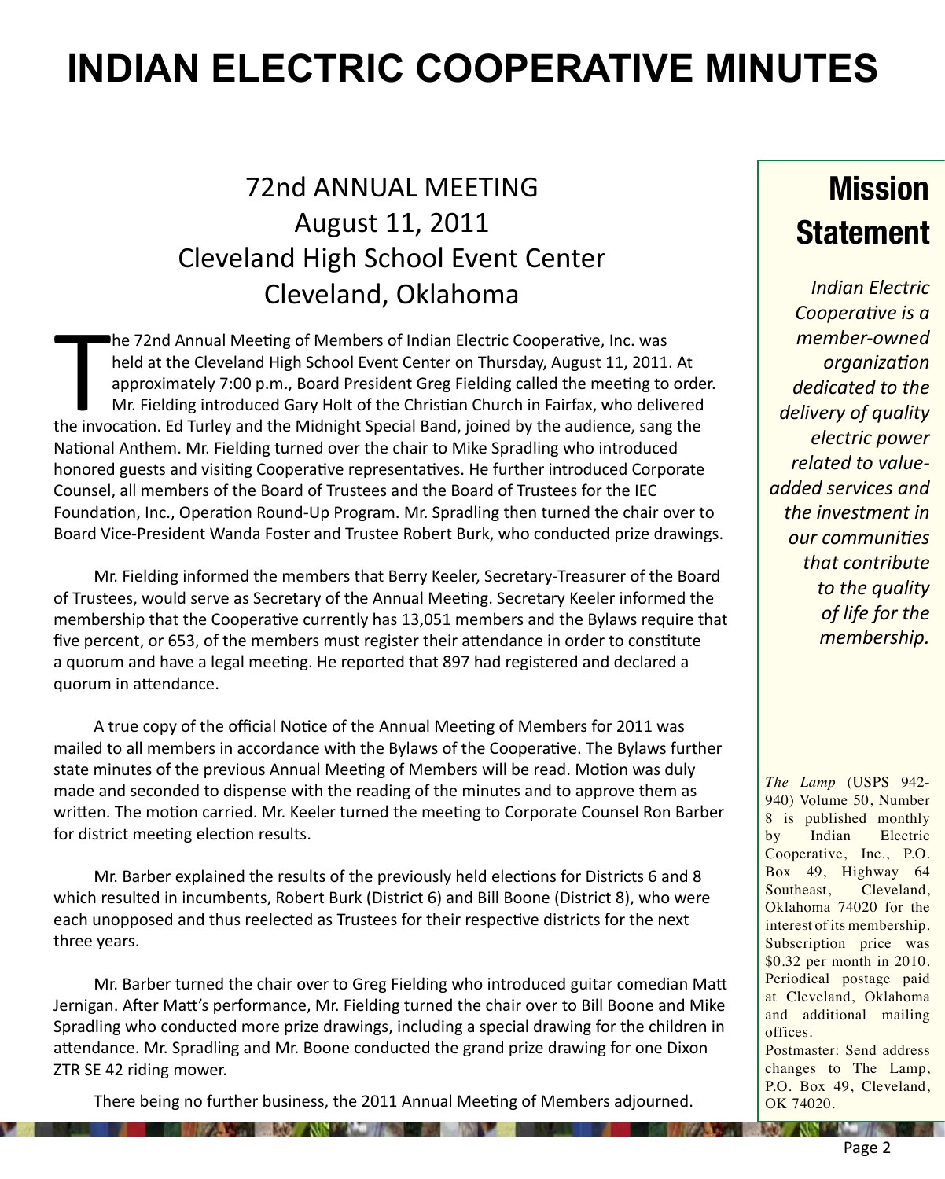# INDIAN ELECTRIC COOPERATIVE MINUTES

## 72nd ANNUAL MEETING
## August 11, 2011
## Cleveland High School Event Center
## Cleveland, Oklahoma

The 72nd Annual Meeting of Members of Indian Electric Cooperative, Inc. was held at the Cleveland High School Event Center on Thursday, August 11, 2011. At approximately 7:00 p.m., Board President Greg Fielding called the meeting to order. Mr. Fielding introduced Gary Holt of the Christian Church in Fairfax, who delivered the invocation. Ed Turley and the Midnight Special Band, joined by the audience, sang the National Anthem. Mr. Fielding turned over the chair to Mike Spradling who introduced honored guests and visiting Cooperative representatives. He further introduced Corporate Counsel, all members of the Board of Trustees and the Board of Trustees for the IEC Foundation, Inc., Operation Round-Up Program. Mr. Spradling then turned the chair over to Board Vice-President Wanda Foster and Trustee Robert Burk, who conducted prize drawings.

Mr. Fielding informed the members that Berry Keeler, Secretary-Treasurer of the Board of Trustees, would serve as Secretary of the Annual Meeting. Secretary Keeler informed the membership that the Cooperative currently has 13,051 members and the Bylaws require that five percent, or 653, of the members must register their attendance in order to constitute a quorum and have a legal meeting. He reported that 897 had registered and declared a quorum in attendance.

A true copy of the official Notice of the Annual Meeting of Members for 2011 was mailed to all members in accordance with the Bylaws of the Cooperative. The Bylaws further state minutes of the previous Annual Meeting of Members will be read. Motion was duly made and seconded to dispense with the reading of the minutes and to approve them as written. The motion carried. Mr. Keeler turned the meeting to Corporate Counsel Ron Barber for district meeting election results.

Mr. Barber explained the results of the previously held elections for Districts 6 and 8 which resulted in incumbents, Robert Burk (District 6) and Bill Boone (District 8), who were each unopposed and thus reelected as Trustees for their respective districts for the next three years.

Mr. Barber turned the chair over to Greg Fielding who introduced guitar comedian Matt Jernigan. After Matt's performance, Mr. Fielding turned the chair over to Bill Boone and Mike Spradling who conducted more prize drawings, including a special drawing for the children in attendance. Mr. Spradling and Mr. Boone conducted the grand prize drawing for one Dixon ZTR SE 42 riding mower.

There being no further business, the 2011 Annual Meeting of Members adjourned.

## Mission Statement

*Indian Electric Cooperative is a member-owned organization dedicated to the delivery of quality electric power related to value-added services and the investment in our communities that contribute to the quality of life for the membership.*

*The Lamp* (USPS 942-940) Volume 50, Number 8 is published monthly by Indian Electric Cooperative, Inc., P.O. Box 49, Highway 64 Southeast, Cleveland, Oklahoma 74020 for the interest of its membership. Subscription price was $0.32 per month in 2010. Periodical postage paid at Cleveland, Oklahoma and additional mailing offices.

Postmaster: Send address changes to The Lamp, P.O. Box 49, Cleveland, OK 74020.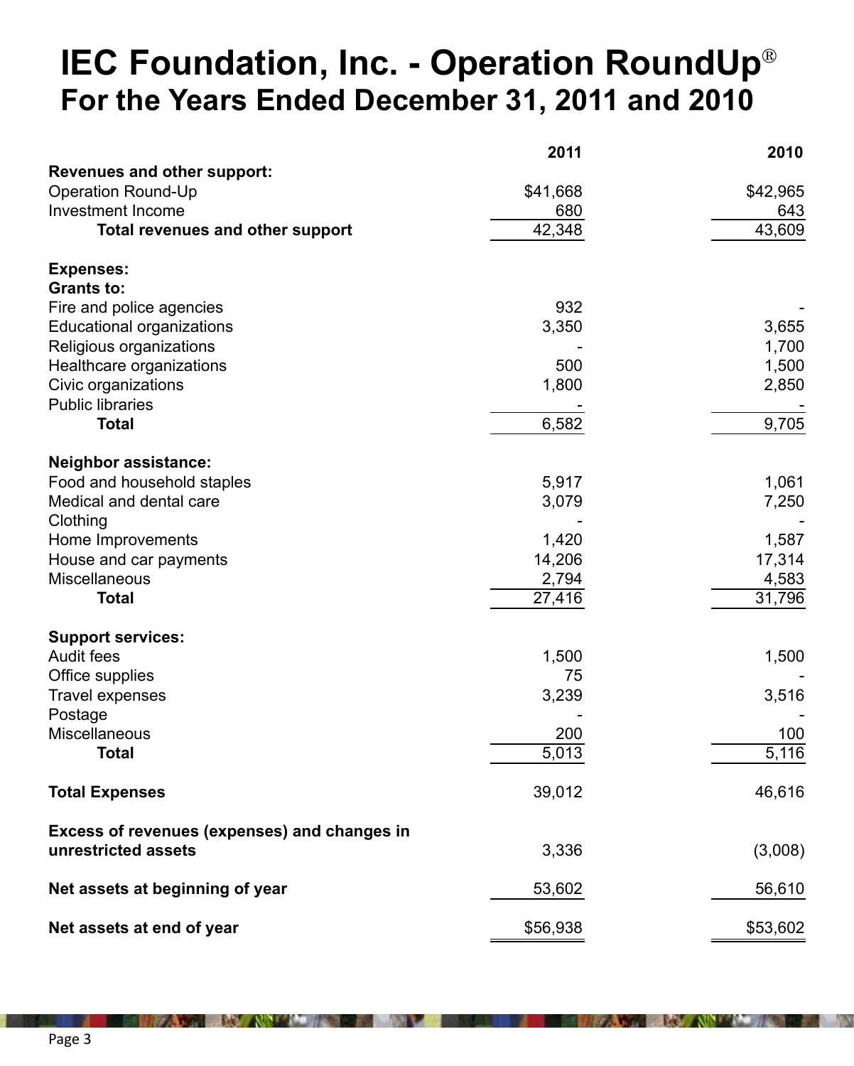# IEC Foundation, Inc. - Operation RoundUp®
## For the Years Ended December 31, 2011 and 2010

| | 2011 | 2010 |
|---|---:|---:|
| **Revenues and other support:** | | |
| Operation Round-Up | $41,668 | $42,965 |
| Investment Income | 680 | 643 |
| **Total revenues and other support** | 42,348 | 43,609 |
| | | |
| **Expenses:** | | |
| **Grants to:** | | |
| Fire and police agencies | 932 | - |
| Educational organizations | 3,350 | 3,655 |
| Religious organizations | - | 1,700 |
| Healthcare organizations | 500 | 1,500 |
| Civic organizations | 1,800 | 2,850 |
| Public libraries | - | - |
| **Total** | 6,582 | 9,705 |
| | | |
| **Neighbor assistance:** | | |
| Food and household staples | 5,917 | 1,061 |
| Medical and dental care | 3,079 | 7,250 |
| Clothing | - | - |
| Home Improvements | 1,420 | 1,587 |
| House and car payments | 14,206 | 17,314 |
| Miscellaneous | 2,794 | 4,583 |
| **Total** | 27,416 | 31,796 |
| | | |
| **Support services:** | | |
| Audit fees | 1,500 | 1,500 |
| Office supplies | 75 | - |
| Travel expenses | 3,239 | 3,516 |
| Postage | - | - |
| Miscellaneous | 200 | 100 |
| **Total** | 5,013 | 5,116 |
| | | |
| **Total Expenses** | 39,012 | 46,616 |
| | | |
| **Excess of revenues (expenses) and changes in unrestricted assets** | 3,336 | (3,008) |
| | | |
| **Net assets at beginning of year** | 53,602 | 56,610 |
| | | |
| **Net assets at end of year** | $56,938 | $53,602 |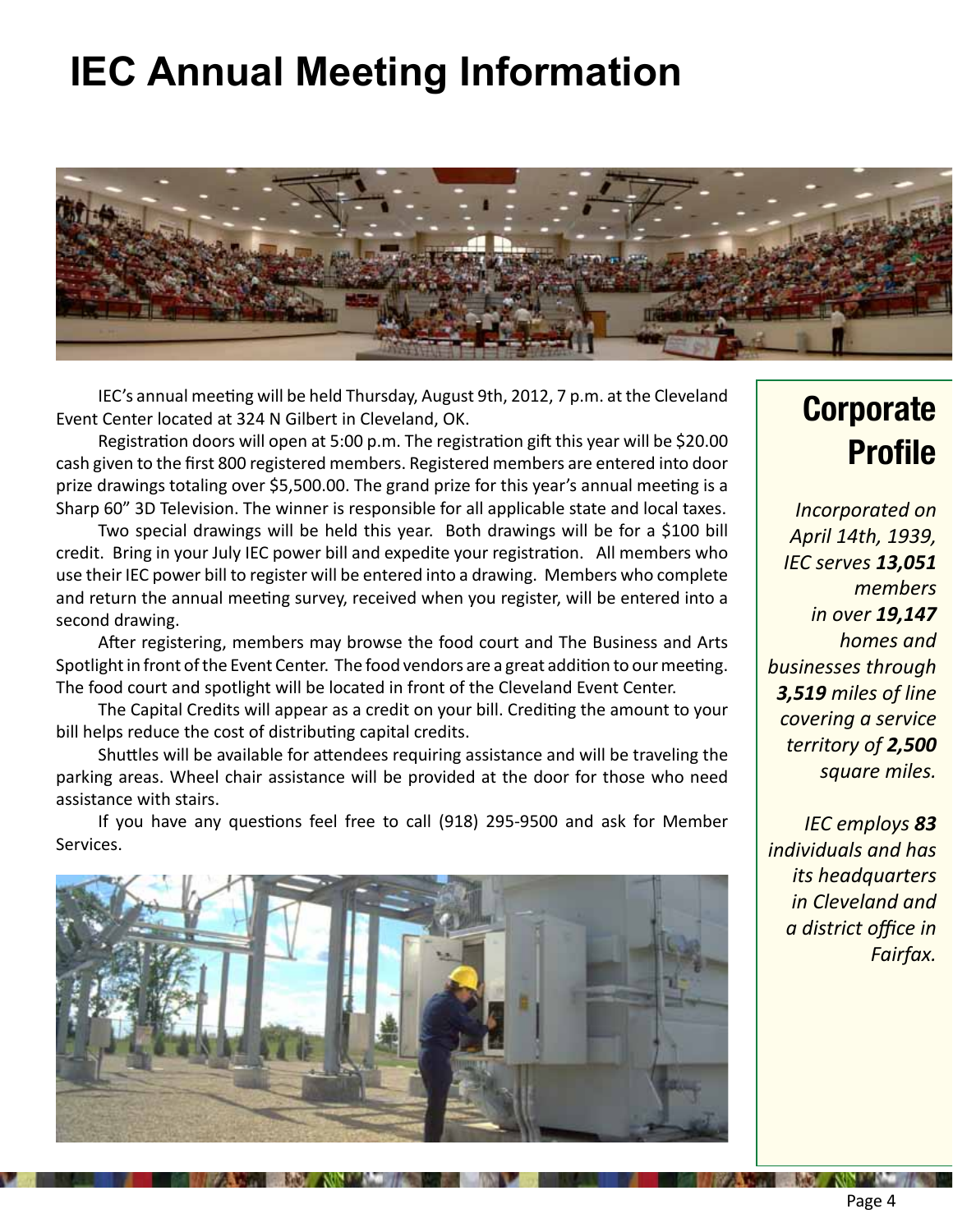# IEC Annual Meeting Information

IEC's annual meeting will be held Thursday, August 9th, 2012, 7 p.m. at the Cleveland Event Center located at 324 N Gilbert in Cleveland, OK.

Registration doors will open at 5:00 p.m. The registration gift this year will be $20.00 cash given to the first 800 registered members. Registered members are entered into door prize drawings totaling over $5,500.00. The grand prize for this year's annual meeting is a Sharp 60" 3D Television. The winner is responsible for all applicable state and local taxes.

Two special drawings will be held this year. Both drawings will be for a $100 bill credit. Bring in your July IEC power bill and expedite your registration. All members who use their IEC power bill to register will be entered into a drawing. Members who complete and return the annual meeting survey, received when you register, will be entered into a second drawing.

After registering, members may browse the food court and The Business and Arts Spotlight in front of the Event Center. The food vendors are a great addition to our meeting. The food court and spotlight will be located in front of the Cleveland Event Center.

The Capital Credits will appear as a credit on your bill. Crediting the amount to your bill helps reduce the cost of distributing capital credits.

Shuttles will be available for attendees requiring assistance and will be traveling the parking areas. Wheel chair assistance will be provided at the door for those who need assistance with stairs.

If you have any questions feel free to call (918) 295-9500 and ask for Member Services.

## Corporate Profile

*Incorporated on April 14th, 1939, IEC serves **13,051** members in over **19,147** homes and businesses through **3,519** miles of line covering a service territory of **2,500** square miles.*

*IEC employs **83** individuals and has its headquarters in Cleveland and a district office in Fairfax.*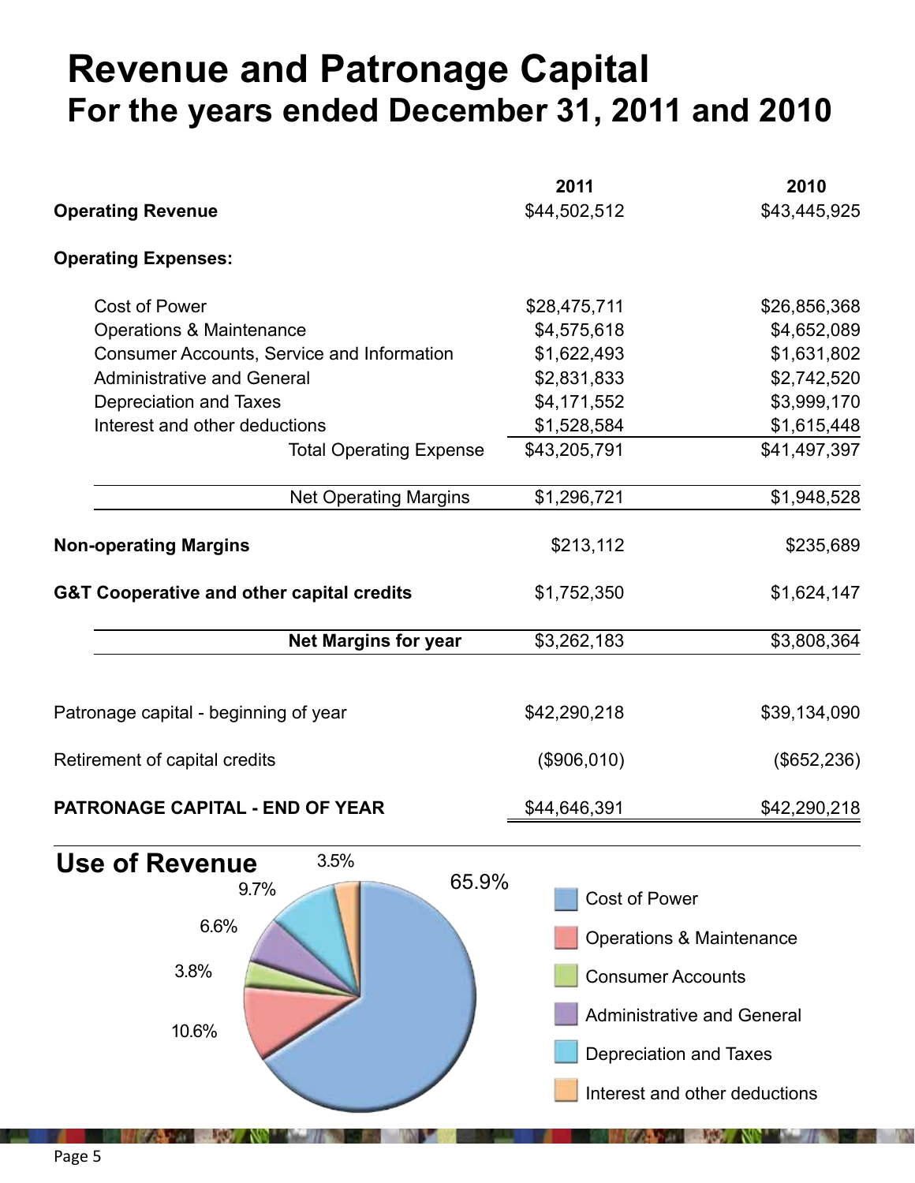# Revenue and Patronage Capital
## For the years ended December 31, 2011 and 2010

| | 2011 | 2010 |
|---|---|---|
| **Operating Revenue** | $44,502,512 | $43,445,925 |
| **Operating Expenses:** | | |
| Cost of Power | $28,475,711 | $26,856,368 |
| Operations & Maintenance | $4,575,618 | $4,652,089 |
| Consumer Accounts, Service and Information | $1,622,493 | $1,631,802 |
| Administrative and General | $2,831,833 | $2,742,520 |
| Depreciation and Taxes | $4,171,552 | $3,999,170 |
| Interest and other deductions | $1,528,584 | $1,615,448 |
| Total Operating Expense | $43,205,791 | $41,497,397 |
| Net Operating Margins | $1,296,721 | $1,948,528 |
| **Non-operating Margins** | $213,112 | $235,689 |
| **G&T Cooperative and other capital credits** | $1,752,350 | $1,624,147 |
| **Net Margins for year** | $3,262,183 | $3,808,364 |
| Patronage capital - beginning of year | $42,290,218 | $39,134,090 |
| Retirement of capital credits | ($906,010) | ($652,236) |
| **PATRONAGE CAPITAL - END OF YEAR** | $44,646,391 | $42,290,218 |

## Use of Revenue

| Category | Percentage |
|---|---|
| Cost of Power | 65.9% |
| Operations & Maintenance | 10.6% |
| Consumer Accounts | 3.8% |
| Administrative and General | 6.6% |
| Depreciation and Taxes | 9.7% |
| Interest and other deductions | 3.5% |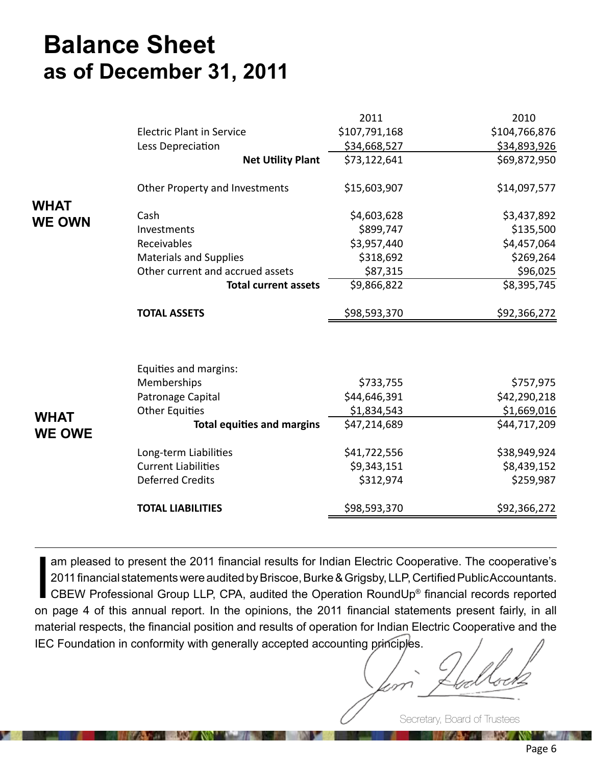# Balance Sheet
## as of December 31, 2011

| | | 2011 | 2010 |
|---|---|---|---|
| **WHAT WE OWN** | Electric Plant in Service | $107,791,168 | $104,766,876 |
| | Less Depreciation | $34,668,527 | $34,893,926 |
| | **Net Utility Plant** | $73,122,641 | $69,872,950 |
| | Other Property and Investments | $15,603,907 | $14,097,577 |
| | Cash | $4,603,628 | $3,437,892 |
| | Investments | $899,747 | $135,500 |
| | Receivables | $3,957,440 | $4,457,064 |
| | Materials and Supplies | $318,692 | $269,264 |
| | Other current and accrued assets | $87,315 | $96,025 |
| | **Total current assets** | $9,866,822 | $8,395,745 |
| | **TOTAL ASSETS** | $98,593,370 | $92,366,272 |
| **WHAT WE OWE** | Equities and margins: | | |
| | Memberships | $733,755 | $757,975 |
| | Patronage Capital | $44,646,391 | $42,290,218 |
| | Other Equities | $1,834,543 | $1,669,016 |
| | **Total equities and margins** | $47,214,689 | $44,717,209 |
| | Long-term Liabilities | $41,722,556 | $38,949,924 |
| | Current Liabilities | $9,343,151 | $8,439,152 |
| | Deferred Credits | $312,974 | $259,987 |
| | **TOTAL LIABILITIES** | $98,593,370 | $92,366,272 |

I am pleased to present the 2011 financial results for Indian Electric Cooperative. The cooperative's 2011 financial statements were audited by Briscoe, Burke & Grigsby, LLP, Certified Public Accountants. CBEW Professional Group LLP, CPA, audited the Operation RoundUp® financial records reported on page 4 of this annual report. In the opinions, the 2011 financial statements present fairly, in all material respects, the financial position and results of operation for Indian Electric Cooperative and the IEC Foundation in conformity with generally accepted accounting principles.

Jim Holloch

Secretary, Board of Trustees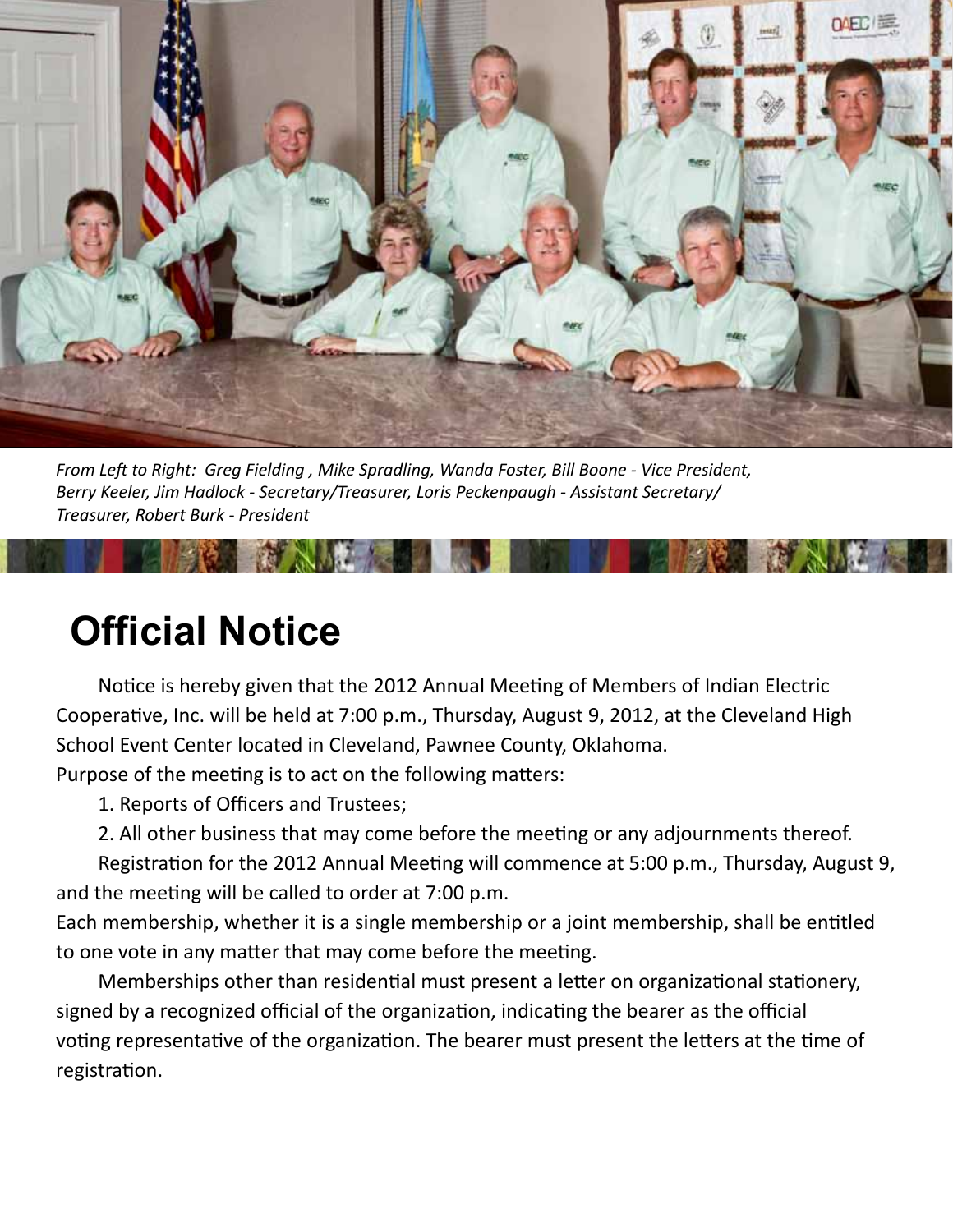*From Left to Right: Greg Fielding , Mike Spradling, Wanda Foster, Bill Boone - Vice President, Berry Keeler, Jim Hadlock - Secretary/Treasurer, Loris Peckenpaugh - Assistant Secretary/ Treasurer, Robert Burk - President*

# Official Notice

Notice is hereby given that the 2012 Annual Meeting of Members of Indian Electric Cooperative, Inc. will be held at 7:00 p.m., Thursday, August 9, 2012, at the Cleveland High School Event Center located in Cleveland, Pawnee County, Oklahoma.

Purpose of the meeting is to act on the following matters:

1. Reports of Officers and Trustees;
2. All other business that may come before the meeting or any adjournments thereof.

Registration for the 2012 Annual Meeting will commence at 5:00 p.m., Thursday, August 9, and the meeting will be called to order at 7:00 p.m.

Each membership, whether it is a single membership or a joint membership, shall be entitled to one vote in any matter that may come before the meeting.

Memberships other than residential must present a letter on organizational stationery, signed by a recognized official of the organization, indicating the bearer as the official voting representative of the organization. The bearer must present the letters at the time of registration.